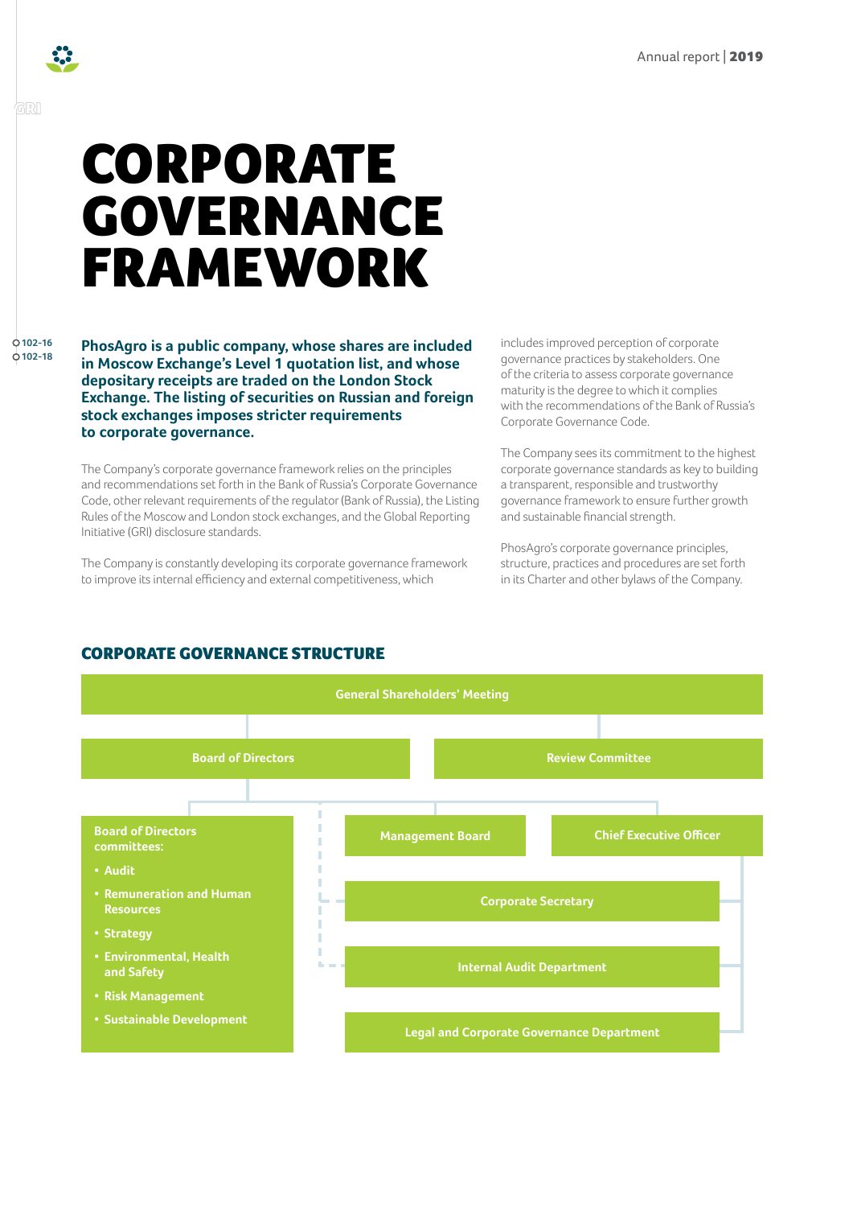# CORPORATE GOVERNANCE FRAMEWORK

102-16
102-18

**PhosAgro is a public company, whose shares are included in Moscow Exchange's Level 1 quotation list, and whose depositary receipts are traded on the London Stock Exchange. The listing of securities on Russian and foreign stock exchanges imposes stricter requirements to corporate governance.**

The Company's corporate governance framework relies on the principles and recommendations set forth in the Bank of Russia's Corporate Governance Code, other relevant requirements of the regulator (Bank of Russia), the Listing Rules of the Moscow and London stock exchanges, and the Global Reporting Initiative (GRI) disclosure standards.

The Company is constantly developing its corporate governance framework to improve its internal efficiency and external competitiveness, which includes improved perception of corporate governance practices by stakeholders. One of the criteria to assess corporate governance maturity is the degree to which it complies with the recommendations of the Bank of Russia's Corporate Governance Code.

The Company sees its commitment to the highest corporate governance standards as key to building a transparent, responsible and trustworthy governance framework to ensure further growth and sustainable financial strength.

PhosAgro's corporate governance principles, structure, practices and procedures are set forth in its Charter and other bylaws of the Company.

## CORPORATE GOVERNANCE STRUCTURE

**General Shareholders' Meeting**

**Board of Directors**

**Review Committee**

**Board of Directors committees:**

- Audit
- Remuneration and Human Resources
- Strategy
- Environmental, Health and Safety
- Risk Management
- Sustainable Development

**Management Board**

**Chief Executive Officer**

**Corporate Secretary**

**Internal Audit Department**

**Legal and Corporate Governance Department**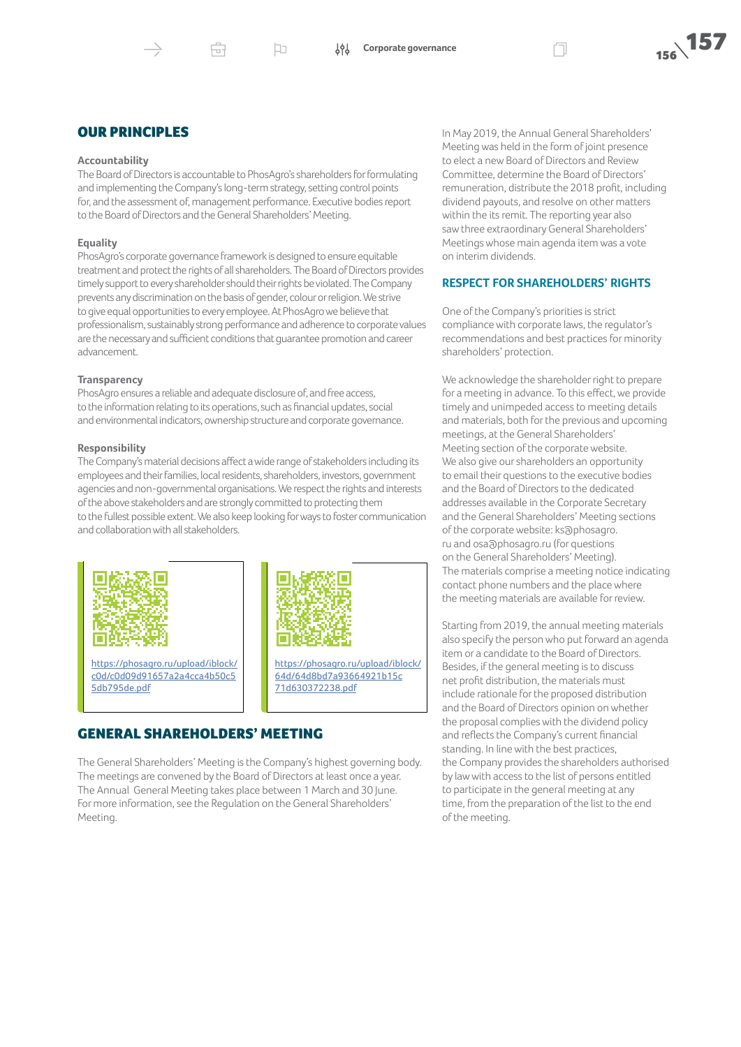## OUR PRINCIPLES

**Accountability**
The Board of Directors is accountable to PhosAgro's shareholders for formulating and implementing the Company's long-term strategy, setting control points for, and the assessment of, management performance. Executive bodies report to the Board of Directors and the General Shareholders' Meeting.

**Equality**
PhosAgro's corporate governance framework is designed to ensure equitable treatment and protect the rights of all shareholders. The Board of Directors provides timely support to every shareholder should their rights be violated. The Company prevents any discrimination on the basis of gender, colour or religion. We strive to give equal opportunities to every employee. At PhosAgro we believe that professionalism, sustainably strong performance and adherence to corporate values are the necessary and sufficient conditions that guarantee promotion and career advancement.

**Transparency**
PhosAgro ensures a reliable and adequate disclosure of, and free access, to the information relating to its operations, such as financial updates, social and environmental indicators, ownership structure and corporate governance.

**Responsibility**
The Company's material decisions affect a wide range of stakeholders including its employees and their families, local residents, shareholders, investors, government agencies and non-governmental organisations. We respect the rights and interests of the above stakeholders and are strongly committed to protecting them to the fullest possible extent. We also keep looking for ways to foster communication and collaboration with all stakeholders.

https://phosagro.ru/upload/iblock/c0d/c0d09d91657a2a4cca4b50c55db795de.pdf

https://phosagro.ru/upload/iblock/64d/64d8bd7a93664921b15c71d630372238.pdf

## GENERAL SHAREHOLDERS' MEETING

The General Shareholders' Meeting is the Company's highest governing body. The meetings are convened by the Board of Directors at least once a year. The Annual General Meeting takes place between 1 March and 30 June. For more information, see the Regulation on the General Shareholders' Meeting.

In May 2019, the Annual General Shareholders' Meeting was held in the form of joint presence to elect a new Board of Directors and Review Committee, determine the Board of Directors' remuneration, distribute the 2018 profit, including dividend payouts, and resolve on other matters within the its remit. The reporting year also saw three extraordinary General Shareholders' Meetings whose main agenda item was a vote on interim dividends.

### RESPECT FOR SHAREHOLDERS' RIGHTS

One of the Company's priorities is strict compliance with corporate laws, the regulator's recommendations and best practices for minority shareholders' protection.

We acknowledge the shareholder right to prepare for a meeting in advance. To this effect, we provide timely and unimpeded access to meeting details and materials, both for the previous and upcoming meetings, at the General Shareholders' Meeting section of the corporate website. We also give our shareholders an opportunity to email their questions to the executive bodies and the Board of Directors to the dedicated addresses available in the Corporate Secretary and the General Shareholders' Meeting sections of the corporate website: ks@phosagro.ru and osa@phosagro.ru (for questions on the General Shareholders' Meeting). The materials comprise a meeting notice indicating contact phone numbers and the place where the meeting materials are available for review.

Starting from 2019, the annual meeting materials also specify the person who put forward an agenda item or a candidate to the Board of Directors. Besides, if the general meeting is to discuss net profit distribution, the materials must include rationale for the proposed distribution and the Board of Directors opinion on whether the proposal complies with the dividend policy and reflects the Company's current financial standing. In line with the best practices, the Company provides the shareholders authorised by law with access to the list of persons entitled to participate in the general meeting at any time, from the preparation of the list to the end of the meeting.